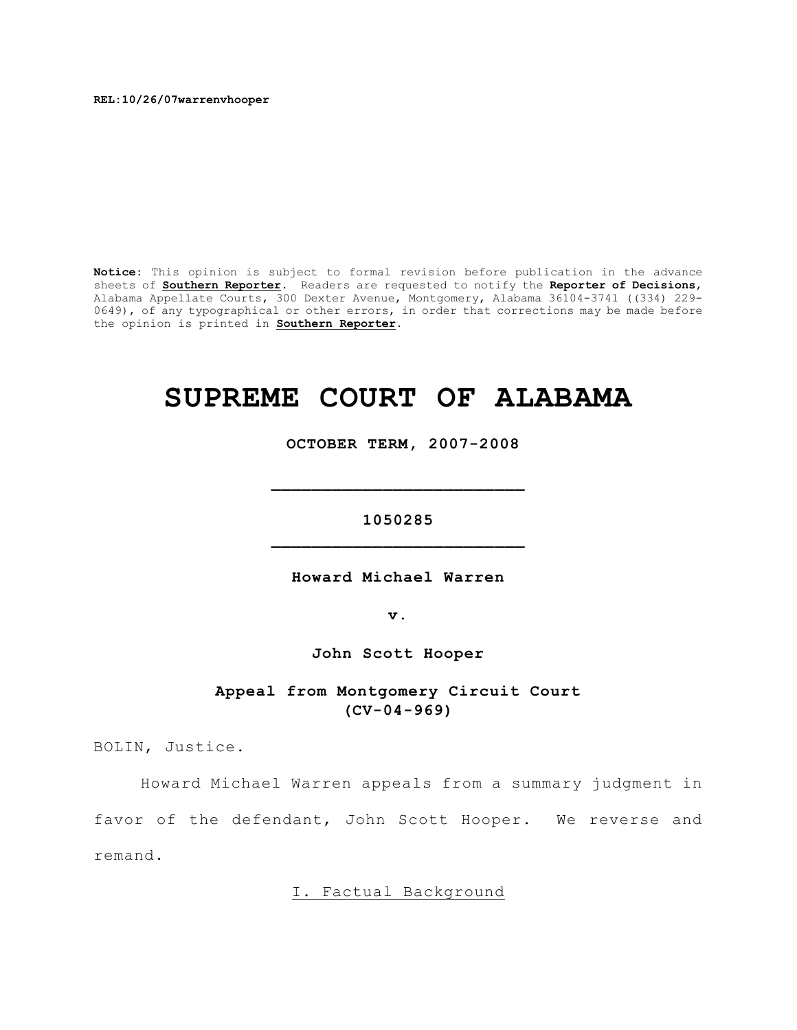REL:10/26/07warrenvhooper

**Notice:** This opinion is subject to formal revision before publication in the advance sheets of **Southern Reporter**. Readers are requested to notify the **Reporter of Decisions**, Alabama Appellate Courts, 300 Dexter Avenue, Montgomery, Alabama 36104-3741 ((334) 229-0649), of any typographical or other errors, in order that corrections may be made before the opinion is printed in **Southern Reporter**.

# SUPREME COURT OF ALABAMA

**OCTOBER TERM, 2007-2008**

_________________________

**1050285**

_________________________

**Howard Michael Warren**

**v.**

**John Scott Hooper**

**Appeal from Montgomery Circuit Court (CV-04-969)**

BOLIN, Justice.

Howard Michael Warren appeals from a summary judgment in favor of the defendant, John Scott Hooper. We reverse and remand.

## I. Factual Background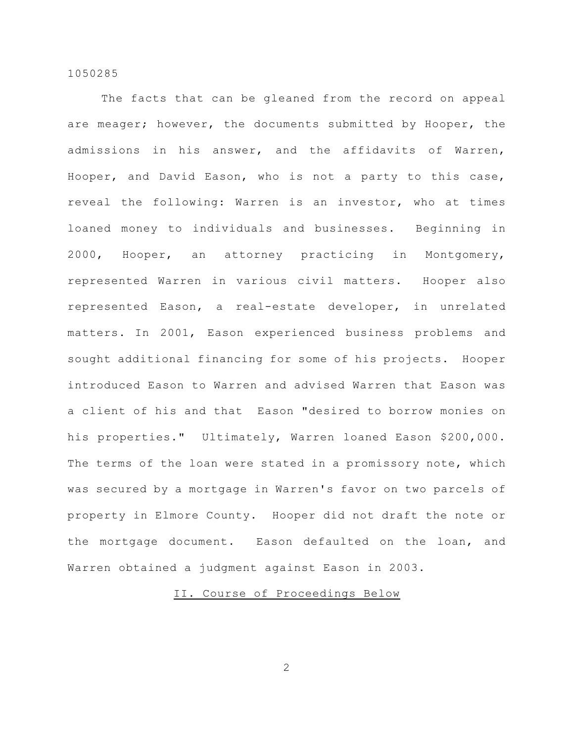The facts that can be gleaned from the record on appeal are meager; however, the documents submitted by Hooper, the admissions in his answer, and the affidavits of Warren, Hooper, and David Eason, who is not a party to this case, reveal the following: Warren is an investor, who at times loaned money to individuals and businesses. Beginning in 2000, Hooper, an attorney practicing in Montgomery, represented Warren in various civil matters. Hooper also represented Eason, a real-estate developer, in unrelated matters. In 2001, Eason experienced business problems and sought additional financing for some of his projects. Hooper introduced Eason to Warren and advised Warren that Eason was a client of his and that Eason "desired to borrow monies on his properties." Ultimately, Warren loaned Eason $200,000. The terms of the loan were stated in a promissory note, which was secured by a mortgage in Warren's favor on two parcels of property in Elmore County. Hooper did not draft the note or the mortgage document. Eason defaulted on the loan, and Warren obtained a judgment against Eason in 2003.

## II. Course of Proceedings Below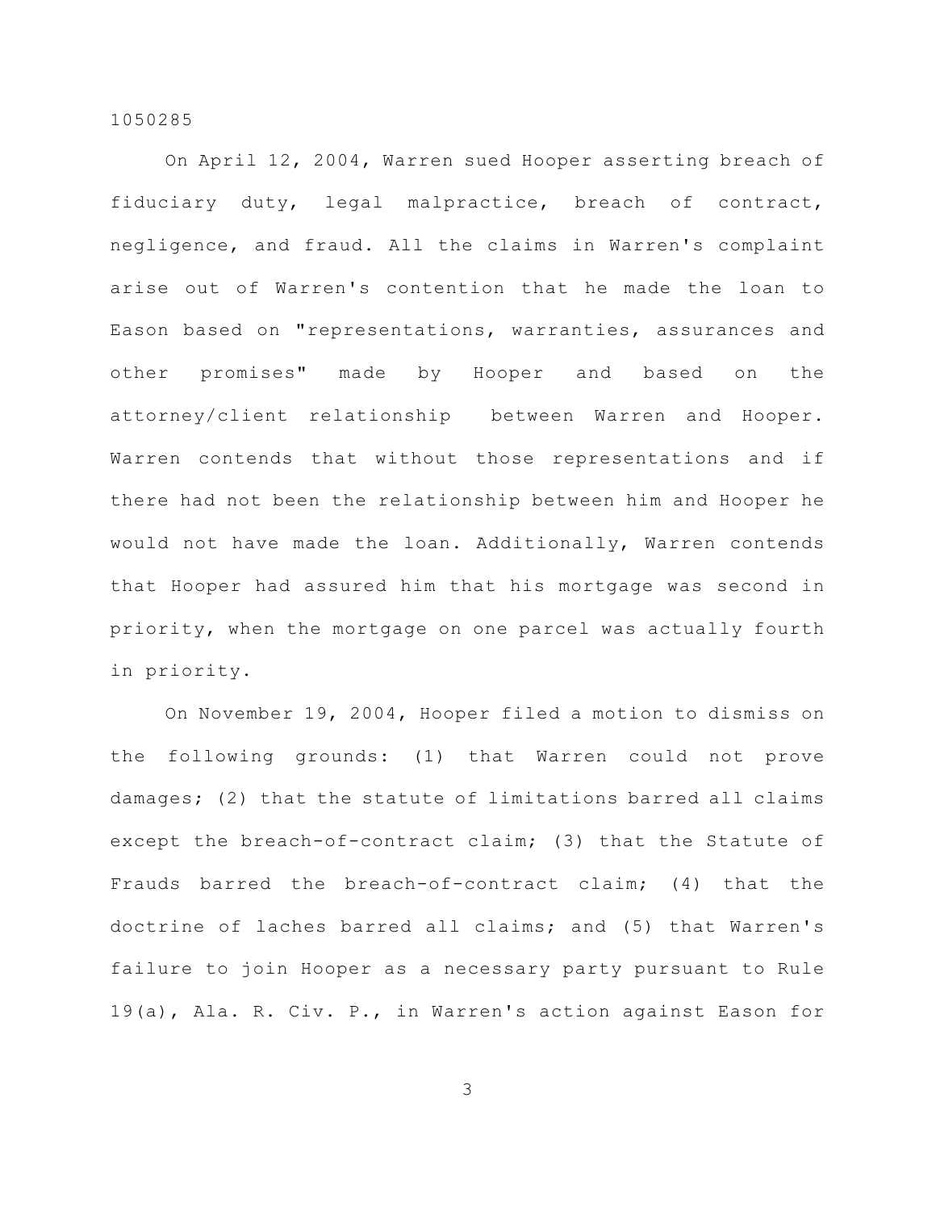On April 12, 2004, Warren sued Hooper asserting breach of fiduciary duty, legal malpractice, breach of contract, negligence, and fraud. All the claims in Warren's complaint arise out of Warren's contention that he made the loan to Eason based on "representations, warranties, assurances and other promises" made by Hooper and based on the attorney/client relationship between Warren and Hooper. Warren contends that without those representations and if there had not been the relationship between him and Hooper he would not have made the loan. Additionally, Warren contends that Hooper had assured him that his mortgage was second in priority, when the mortgage on one parcel was actually fourth in priority.

On November 19, 2004, Hooper filed a motion to dismiss on the following grounds: (1) that Warren could not prove damages; (2) that the statute of limitations barred all claims except the breach-of-contract claim; (3) that the Statute of Frauds barred the breach-of-contract claim; (4) that the doctrine of laches barred all claims; and (5) that Warren's failure to join Hooper as a necessary party pursuant to Rule 19(a), Ala. R. Civ. P., in Warren's action against Eason for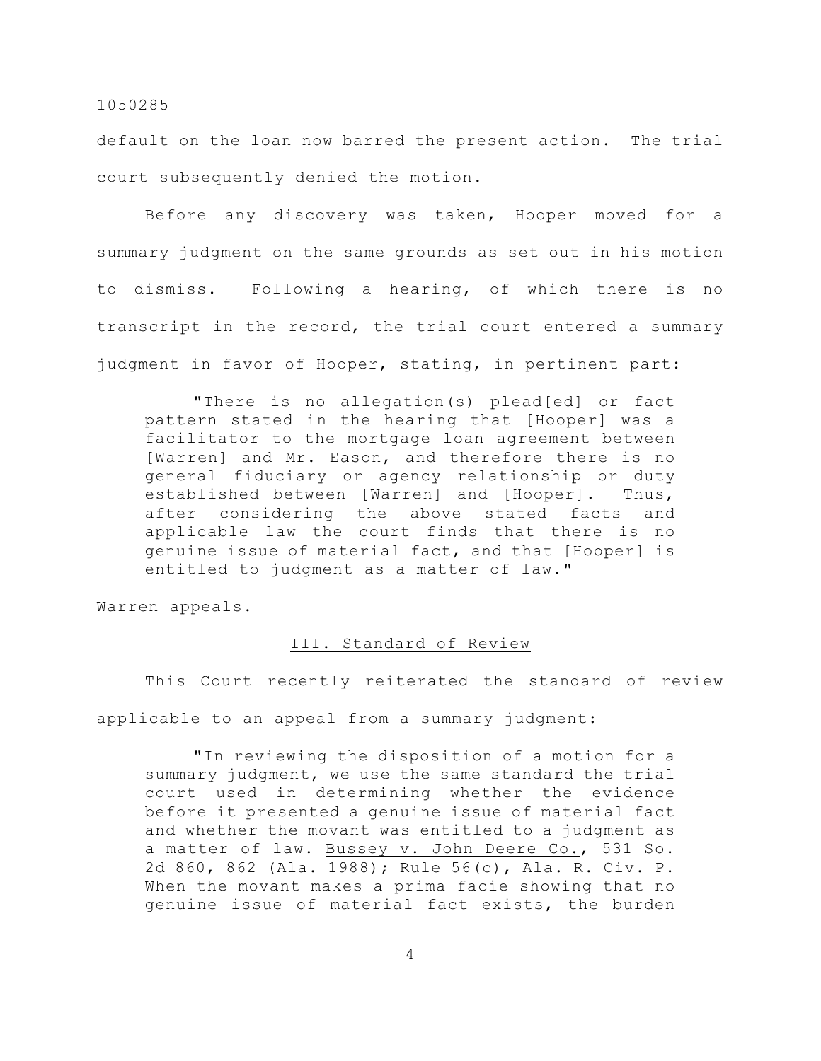default on the loan now barred the present action. The trial court subsequently denied the motion.

Before any discovery was taken, Hooper moved for a summary judgment on the same grounds as set out in his motion to dismiss. Following a hearing, of which there is no transcript in the record, the trial court entered a summary judgment in favor of Hooper, stating, in pertinent part:

> "There is no allegation(s) plead[ed] or fact pattern stated in the hearing that [Hooper] was a facilitator to the mortgage loan agreement between [Warren] and Mr. Eason, and therefore there is no general fiduciary or agency relationship or duty established between [Warren] and [Hooper]. Thus, after considering the above stated facts and applicable law the court finds that there is no genuine issue of material fact, and that [Hooper] is entitled to judgment as a matter of law."

Warren appeals.

## III. Standard of Review

This Court recently reiterated the standard of review applicable to an appeal from a summary judgment:

> "In reviewing the disposition of a motion for a summary judgment, we use the same standard the trial court used in determining whether the evidence before it presented a genuine issue of material fact and whether the movant was entitled to a judgment as a matter of law. Bussey v. John Deere Co., 531 So. 2d 860, 862 (Ala. 1988); Rule 56(c), Ala. R. Civ. P. When the movant makes a prima facie showing that no genuine issue of material fact exists, the burden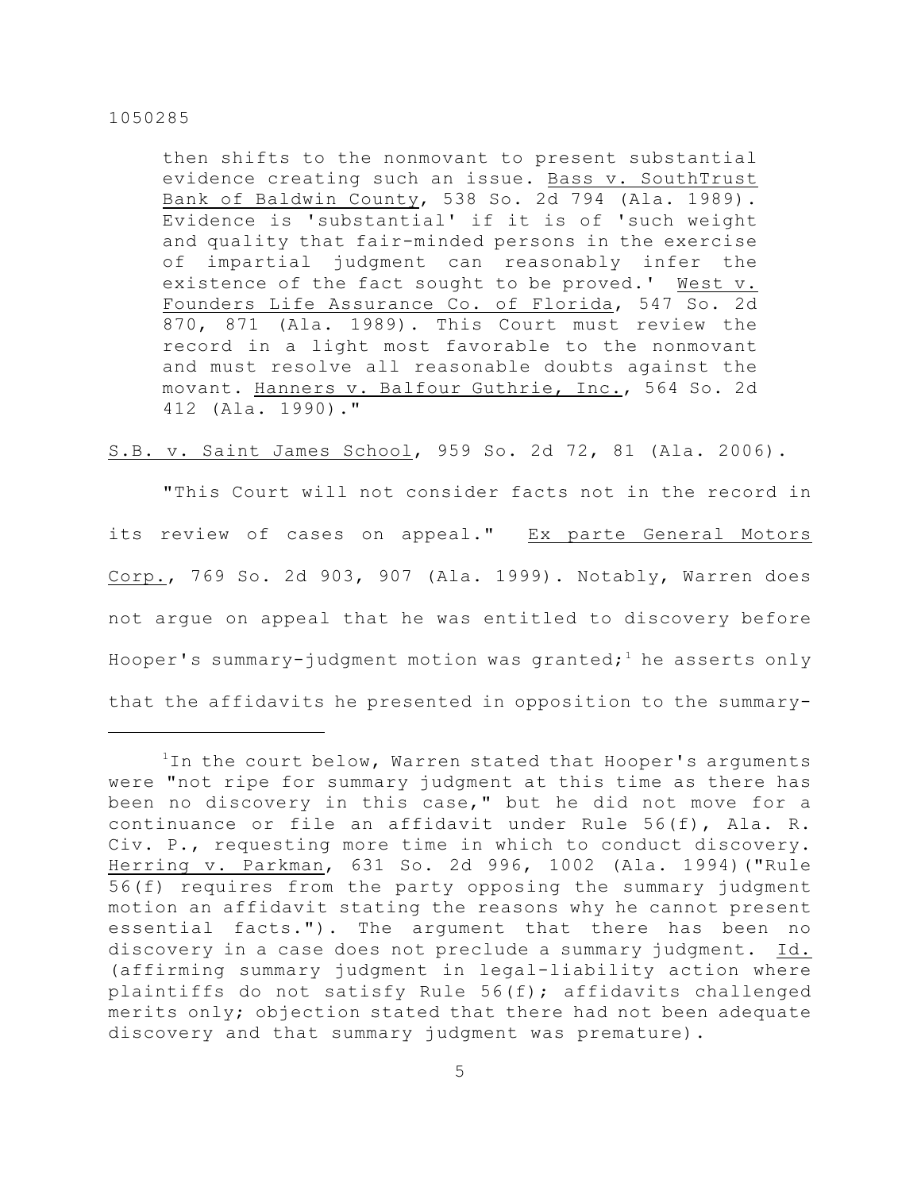then shifts to the nonmovant to present substantial evidence creating such an issue. Bass v. SouthTrust Bank of Baldwin County, 538 So. 2d 794 (Ala. 1989). Evidence is 'substantial' if it is of 'such weight and quality that fair-minded persons in the exercise of impartial judgment can reasonably infer the existence of the fact sought to be proved.' West v. Founders Life Assurance Co. of Florida, 547 So. 2d 870, 871 (Ala. 1989). This Court must review the record in a light most favorable to the nonmovant and must resolve all reasonable doubts against the movant. Hanners v. Balfour Guthrie, Inc., 564 So. 2d 412 (Ala. 1990)."

S.B. v. Saint James School, 959 So. 2d 72, 81 (Ala. 2006).

"This Court will not consider facts not in the record in its review of cases on appeal." Ex parte General Motors Corp., 769 So. 2d 903, 907 (Ala. 1999). Notably, Warren does not argue on appeal that he was entitled to discovery before Hooper's summary-judgment motion was granted;[1] he asserts only that the affidavits he presented in opposition to the summary-

---

[1]In the court below, Warren stated that Hooper's arguments were "not ripe for summary judgment at this time as there has been no discovery in this case," but he did not move for a continuance or file an affidavit under Rule 56(f), Ala. R. Civ. P., requesting more time in which to conduct discovery. Herring v. Parkman, 631 So. 2d 996, 1002 (Ala. 1994)("Rule 56(f) requires from the party opposing the summary judgment motion an affidavit stating the reasons why he cannot present essential facts."). The argument that there has been no discovery in a case does not preclude a summary judgment. Id. (affirming summary judgment in legal-liability action where plaintiffs do not satisfy Rule 56(f); affidavits challenged merits only; objection stated that there had not been adequate discovery and that summary judgment was premature).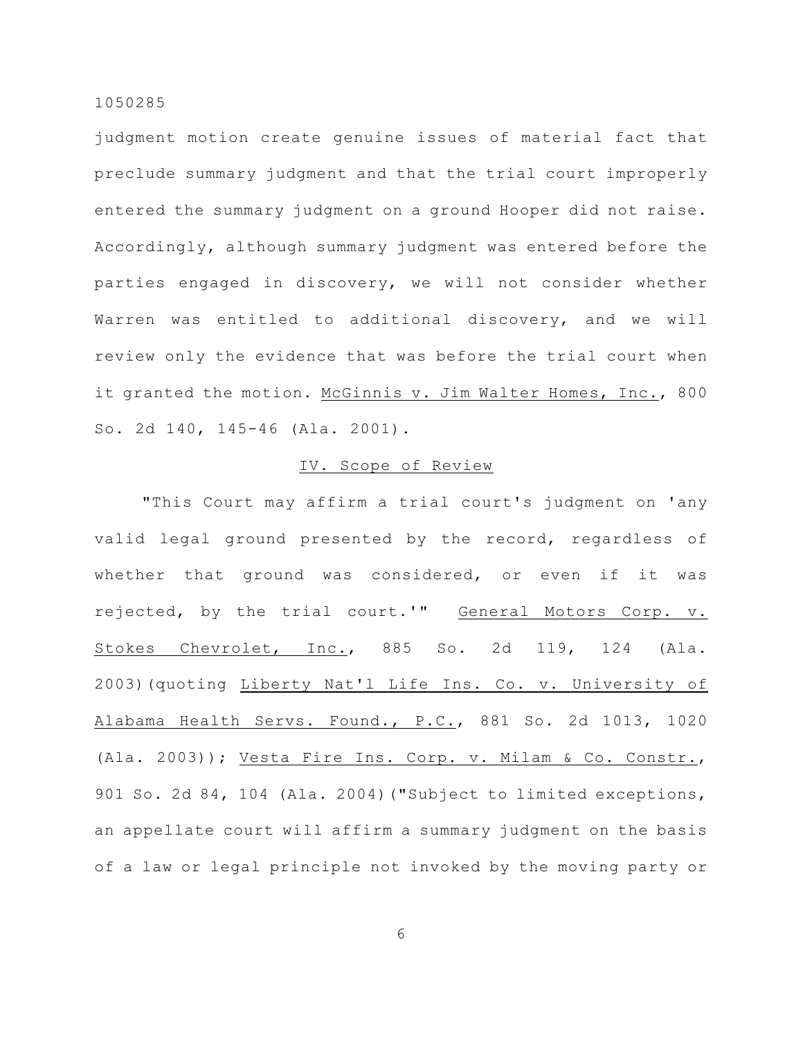judgment motion create genuine issues of material fact that preclude summary judgment and that the trial court improperly entered the summary judgment on a ground Hooper did not raise. Accordingly, although summary judgment was entered before the parties engaged in discovery, we will not consider whether Warren was entitled to additional discovery, and we will review only the evidence that was before the trial court when it granted the motion. McGinnis v. Jim Walter Homes, Inc., 800 So. 2d 140, 145-46 (Ala. 2001).

## IV. Scope of Review

"This Court may affirm a trial court's judgment on 'any valid legal ground presented by the record, regardless of whether that ground was considered, or even if it was rejected, by the trial court.'" General Motors Corp. v. Stokes Chevrolet, Inc., 885 So. 2d 119, 124 (Ala. 2003)(quoting Liberty Nat'l Life Ins. Co. v. University of Alabama Health Servs. Found., P.C., 881 So. 2d 1013, 1020 (Ala. 2003)); Vesta Fire Ins. Corp. v. Milam & Co. Constr., 901 So. 2d 84, 104 (Ala. 2004)("Subject to limited exceptions, an appellate court will affirm a summary judgment on the basis of a law or legal principle not invoked by the moving party or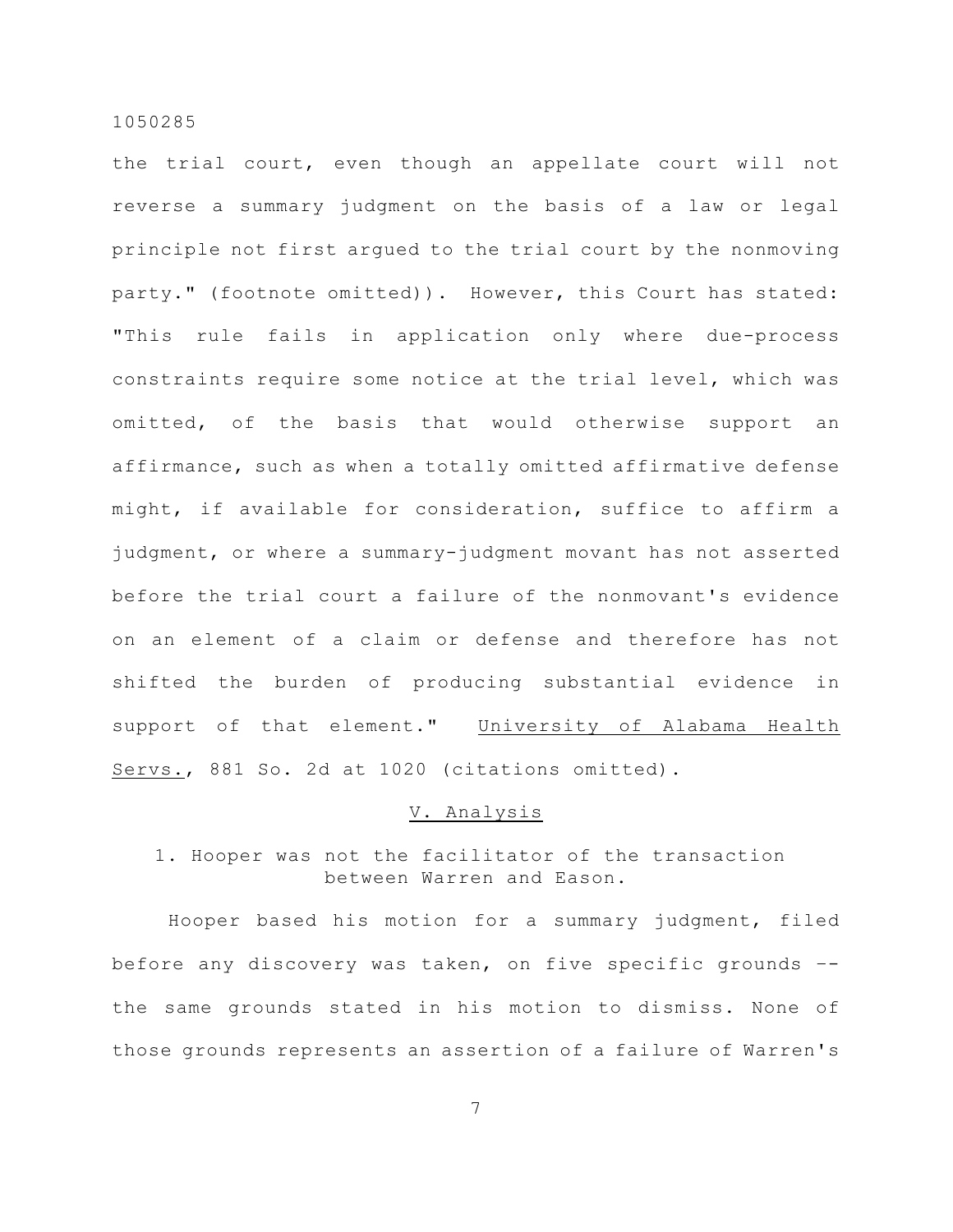the trial court, even though an appellate court will not reverse a summary judgment on the basis of a law or legal principle not first argued to the trial court by the nonmoving party." (footnote omitted)). However, this Court has stated: "This rule fails in application only where due-process constraints require some notice at the trial level, which was omitted, of the basis that would otherwise support an affirmance, such as when a totally omitted affirmative defense might, if available for consideration, suffice to affirm a judgment, or where a summary-judgment movant has not asserted before the trial court a failure of the nonmovant's evidence on an element of a claim or defense and therefore has not shifted the burden of producing substantial evidence in support of that element." University of Alabama Health Servs., 881 So. 2d at 1020 (citations omitted).

## V. Analysis

### 1. Hooper was not the facilitator of the transaction between Warren and Eason.

Hooper based his motion for a summary judgment, filed before any discovery was taken, on five specific grounds -- the same grounds stated in his motion to dismiss. None of those grounds represents an assertion of a failure of Warren's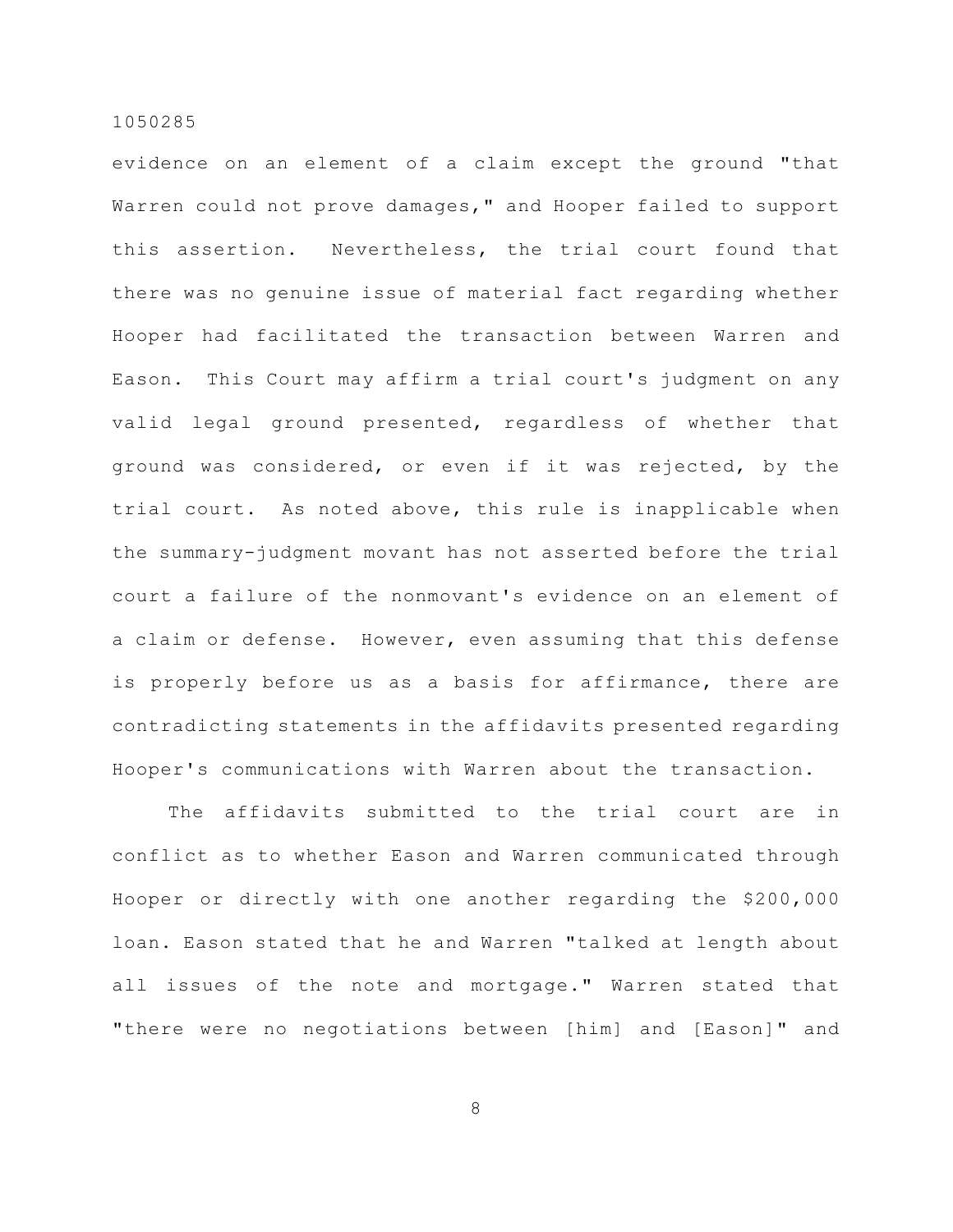evidence on an element of a claim except the ground "that Warren could not prove damages," and Hooper failed to support this assertion. Nevertheless, the trial court found that there was no genuine issue of material fact regarding whether Hooper had facilitated the transaction between Warren and Eason. This Court may affirm a trial court's judgment on any valid legal ground presented, regardless of whether that ground was considered, or even if it was rejected, by the trial court. As noted above, this rule is inapplicable when the summary-judgment movant has not asserted before the trial court a failure of the nonmovant's evidence on an element of a claim or defense. However, even assuming that this defense is properly before us as a basis for affirmance, there are contradicting statements in the affidavits presented regarding Hooper's communications with Warren about the transaction.

The affidavits submitted to the trial court are in conflict as to whether Eason and Warren communicated through Hooper or directly with one another regarding the $200,000 loan. Eason stated that he and Warren "talked at length about all issues of the note and mortgage." Warren stated that "there were no negotiations between [him] and [Eason]" and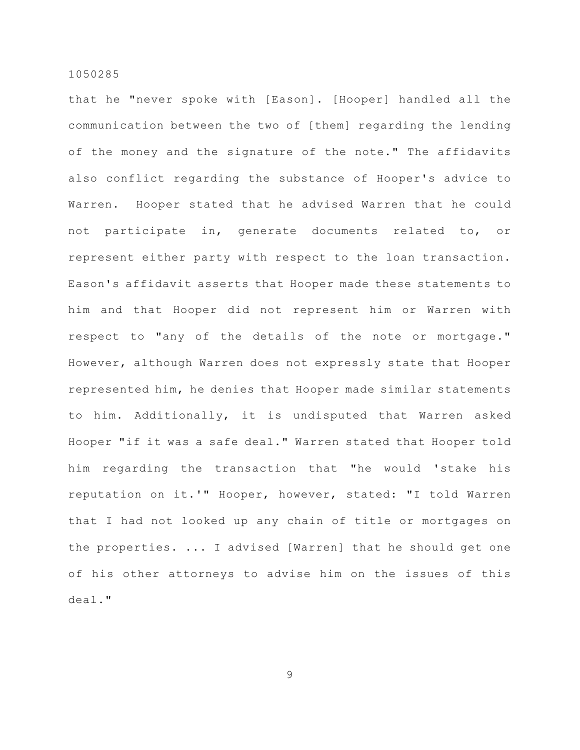that he "never spoke with [Eason]. [Hooper] handled all the communication between the two of [them] regarding the lending of the money and the signature of the note." The affidavits also conflict regarding the substance of Hooper's advice to Warren. Hooper stated that he advised Warren that he could not participate in, generate documents related to, or represent either party with respect to the loan transaction. Eason's affidavit asserts that Hooper made these statements to him and that Hooper did not represent him or Warren with respect to "any of the details of the note or mortgage." However, although Warren does not expressly state that Hooper represented him, he denies that Hooper made similar statements to him. Additionally, it is undisputed that Warren asked Hooper "if it was a safe deal." Warren stated that Hooper told him regarding the transaction that "he would 'stake his reputation on it.'" Hooper, however, stated: "I told Warren that I had not looked up any chain of title or mortgages on the properties. ... I advised [Warren] that he should get one of his other attorneys to advise him on the issues of this deal."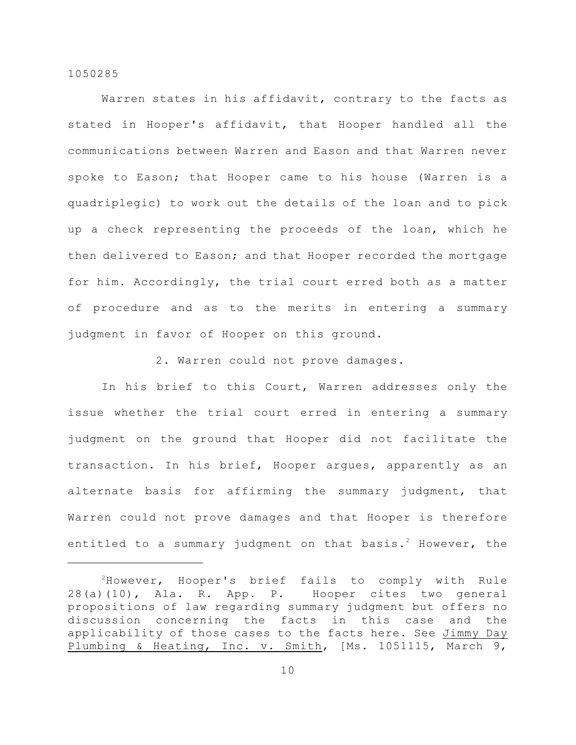Warren states in his affidavit, contrary to the facts as stated in Hooper's affidavit, that Hooper handled all the communications between Warren and Eason and that Warren never spoke to Eason; that Hooper came to his house (Warren is a quadriplegic) to work out the details of the loan and to pick up a check representing the proceeds of the loan, which he then delivered to Eason; and that Hooper recorded the mortgage for him. Accordingly, the trial court erred both as a matter of procedure and as to the merits in entering a summary judgment in favor of Hooper on this ground.

2. Warren could not prove damages.

In his brief to this Court, Warren addresses only the issue whether the trial court erred in entering a summary judgment on the ground that Hooper did not facilitate the transaction. In his brief, Hooper argues, apparently as an alternate basis for affirming the summary judgment, that Warren could not prove damages and that Hooper is therefore entitled to a summary judgment on that basis.[2] However, the

---

[2]However, Hooper's brief fails to comply with Rule 28(a)(10), Ala. R. App. P. Hooper cites two general propositions of law regarding summary judgment but offers no discussion concerning the facts in this case and the applicability of those cases to the facts here. See Jimmy Day Plumbing & Heating, Inc. v. Smith, [Ms. 1051115, March 9,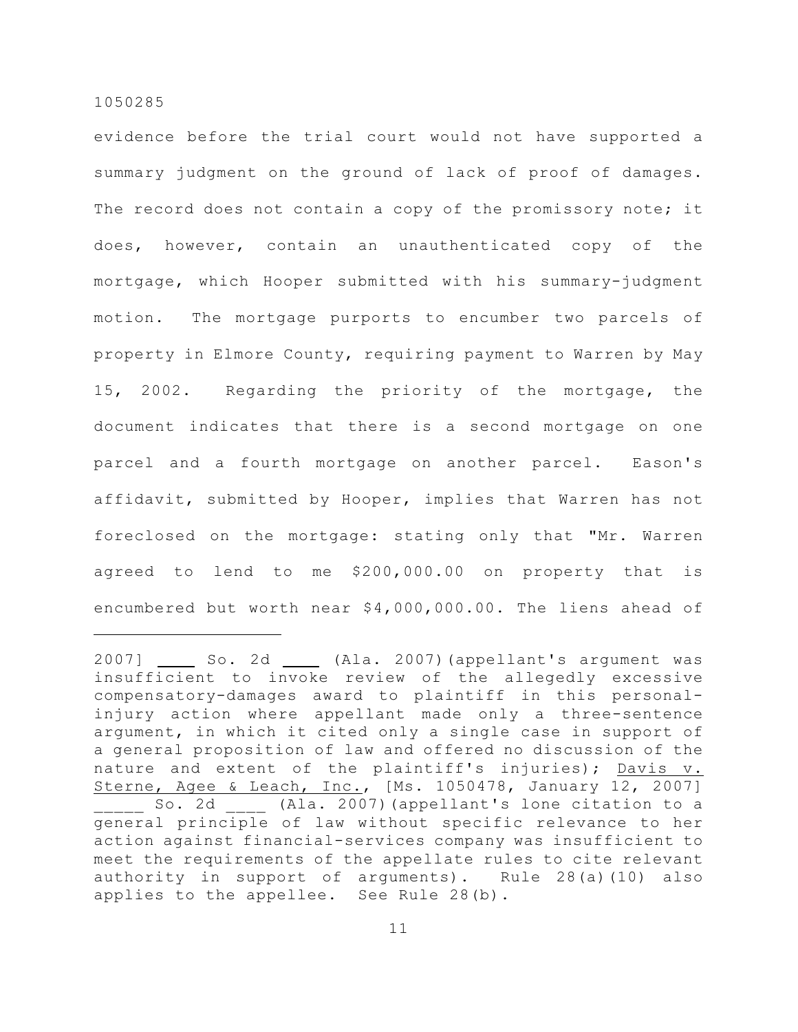evidence before the trial court would not have supported a summary judgment on the ground of lack of proof of damages. The record does not contain a copy of the promissory note; it does, however, contain an unauthenticated copy of the mortgage, which Hooper submitted with his summary-judgment motion. The mortgage purports to encumber two parcels of property in Elmore County, requiring payment to Warren by May 15, 2002. Regarding the priority of the mortgage, the document indicates that there is a second mortgage on one parcel and a fourth mortgage on another parcel. Eason's affidavit, submitted by Hooper, implies that Warren has not foreclosed on the mortgage: stating only that "Mr. Warren agreed to lend to me $200,000.00 on property that is encumbered but worth near $4,000,000.00. The liens ahead of

---

2007] ____ So. 2d ____ (Ala. 2007)(appellant's argument was insufficient to invoke review of the allegedly excessive compensatory-damages award to plaintiff in this personal-injury action where appellant made only a three-sentence argument, in which it cited only a single case in support of a general proposition of law and offered no discussion of the nature and extent of the plaintiff's injuries); Davis v. Sterne, Agee & Leach, Inc., [Ms. 1050478, January 12, 2007] _____ So. 2d ____ (Ala. 2007)(appellant's lone citation to a general principle of law without specific relevance to her action against financial-services company was insufficient to meet the requirements of the appellate rules to cite relevant authority in support of arguments). Rule 28(a)(10) also applies to the appellee. See Rule 28(b).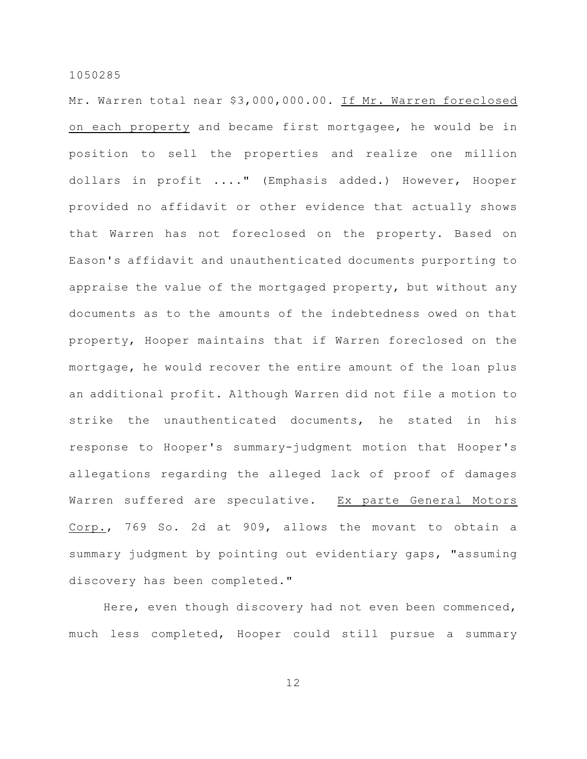Mr. Warren total near $3,000,000.00. <u>If Mr. Warren foreclosed on each property</u> and became first mortgagee, he would be in position to sell the properties and realize one million dollars in profit ...." (Emphasis added.) However, Hooper provided no affidavit or other evidence that actually shows that Warren has not foreclosed on the property. Based on Eason's affidavit and unauthenticated documents purporting to appraise the value of the mortgaged property, but without any documents as to the amounts of the indebtedness owed on that property, Hooper maintains that if Warren foreclosed on the mortgage, he would recover the entire amount of the loan plus an additional profit. Although Warren did not file a motion to strike the unauthenticated documents, he stated in his response to Hooper's summary-judgment motion that Hooper's allegations regarding the alleged lack of proof of damages Warren suffered are speculative. <u>Ex parte General Motors Corp.</u>, 769 So. 2d at 909, allows the movant to obtain a summary judgment by pointing out evidentiary gaps, "assuming discovery has been completed."

Here, even though discovery had not even been commenced, much less completed, Hooper could still pursue a summary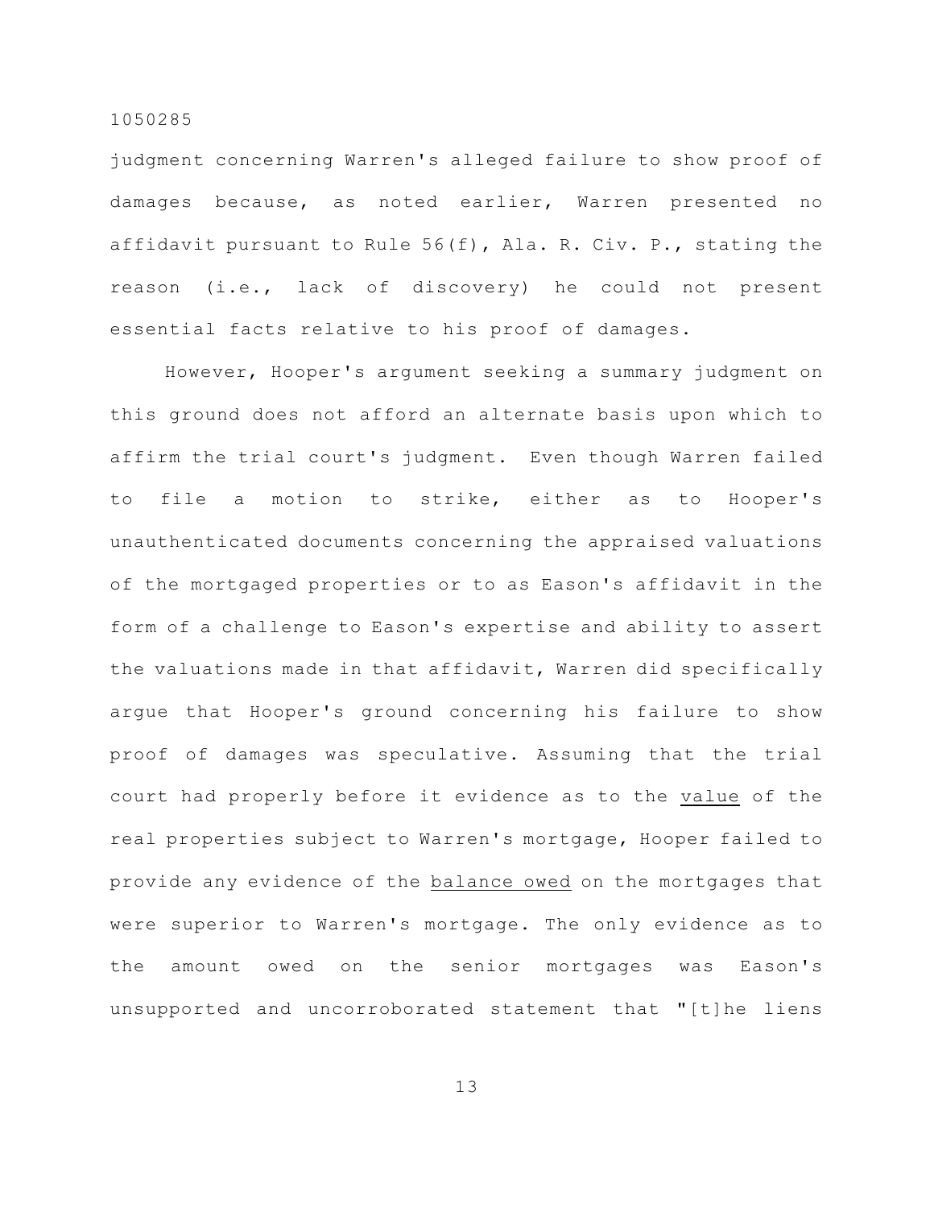judgment concerning Warren's alleged failure to show proof of damages because, as noted earlier, Warren presented no affidavit pursuant to Rule 56(f), Ala. R. Civ. P., stating the reason (i.e., lack of discovery) he could not present essential facts relative to his proof of damages.

However, Hooper's argument seeking a summary judgment on this ground does not afford an alternate basis upon which to affirm the trial court's judgment. Even though Warren failed to file a motion to strike, either as to Hooper's unauthenticated documents concerning the appraised valuations of the mortgaged properties or to as Eason's affidavit in the form of a challenge to Eason's expertise and ability to assert the valuations made in that affidavit, Warren did specifically argue that Hooper's ground concerning his failure to show proof of damages was speculative. Assuming that the trial court had properly before it evidence as to the <u>value</u> of the real properties subject to Warren's mortgage, Hooper failed to provide any evidence of the <u>balance owed</u> on the mortgages that were superior to Warren's mortgage. The only evidence as to the amount owed on the senior mortgages was Eason's unsupported and uncorroborated statement that "[t]he liens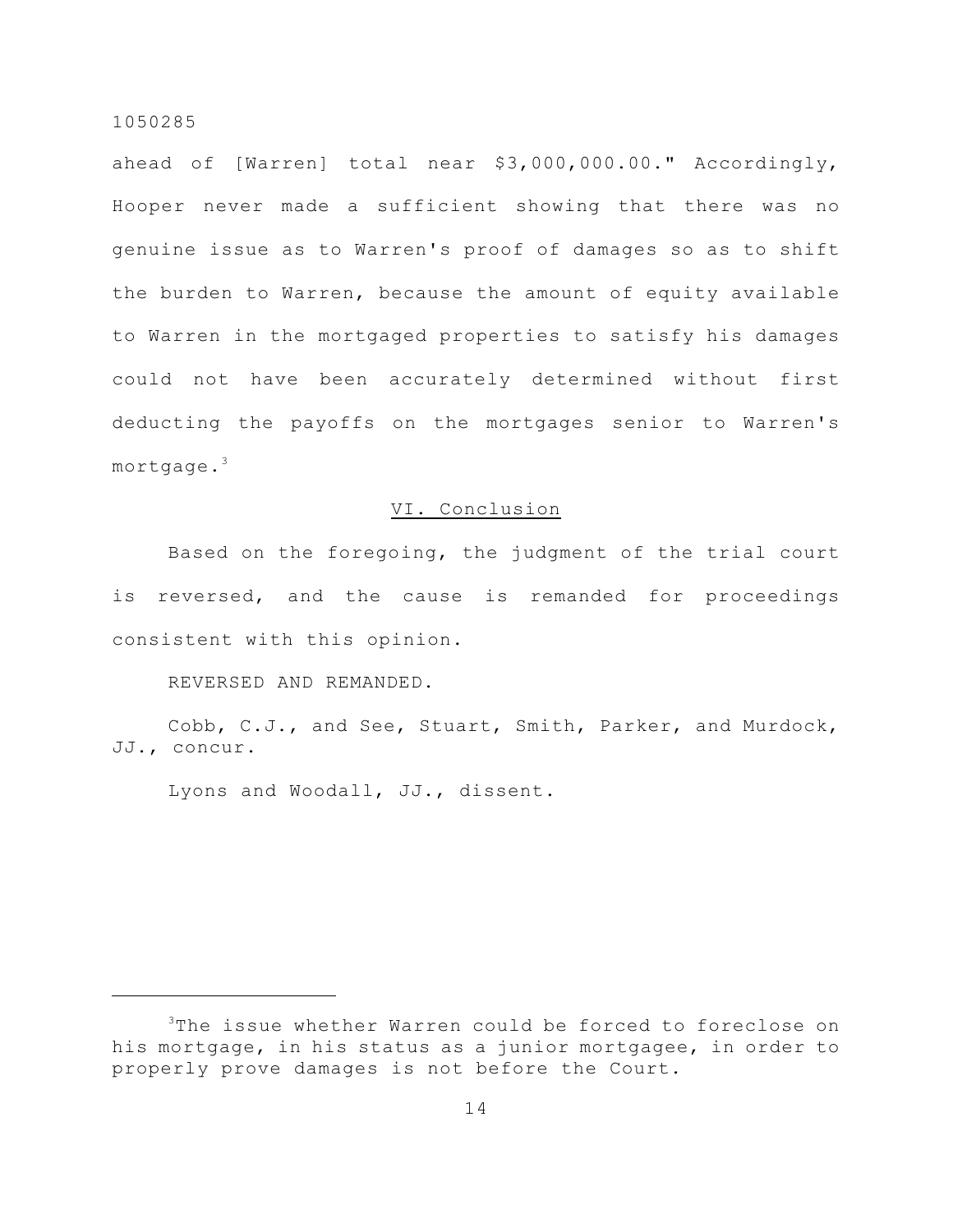ahead of [Warren] total near $3,000,000.00." Accordingly, Hooper never made a sufficient showing that there was no genuine issue as to Warren's proof of damages so as to shift the burden to Warren, because the amount of equity available to Warren in the mortgaged properties to satisfy his damages could not have been accurately determined without first deducting the payoffs on the mortgages senior to Warren's mortgage.[3]

## VI. Conclusion

Based on the foregoing, the judgment of the trial court is reversed, and the cause is remanded for proceedings consistent with this opinion.

REVERSED AND REMANDED.

Cobb, C.J., and See, Stuart, Smith, Parker, and Murdock, JJ., concur.

Lyons and Woodall, JJ., dissent.

---

[3]The issue whether Warren could be forced to foreclose on his mortgage, in his status as a junior mortgagee, in order to properly prove damages is not before the Court.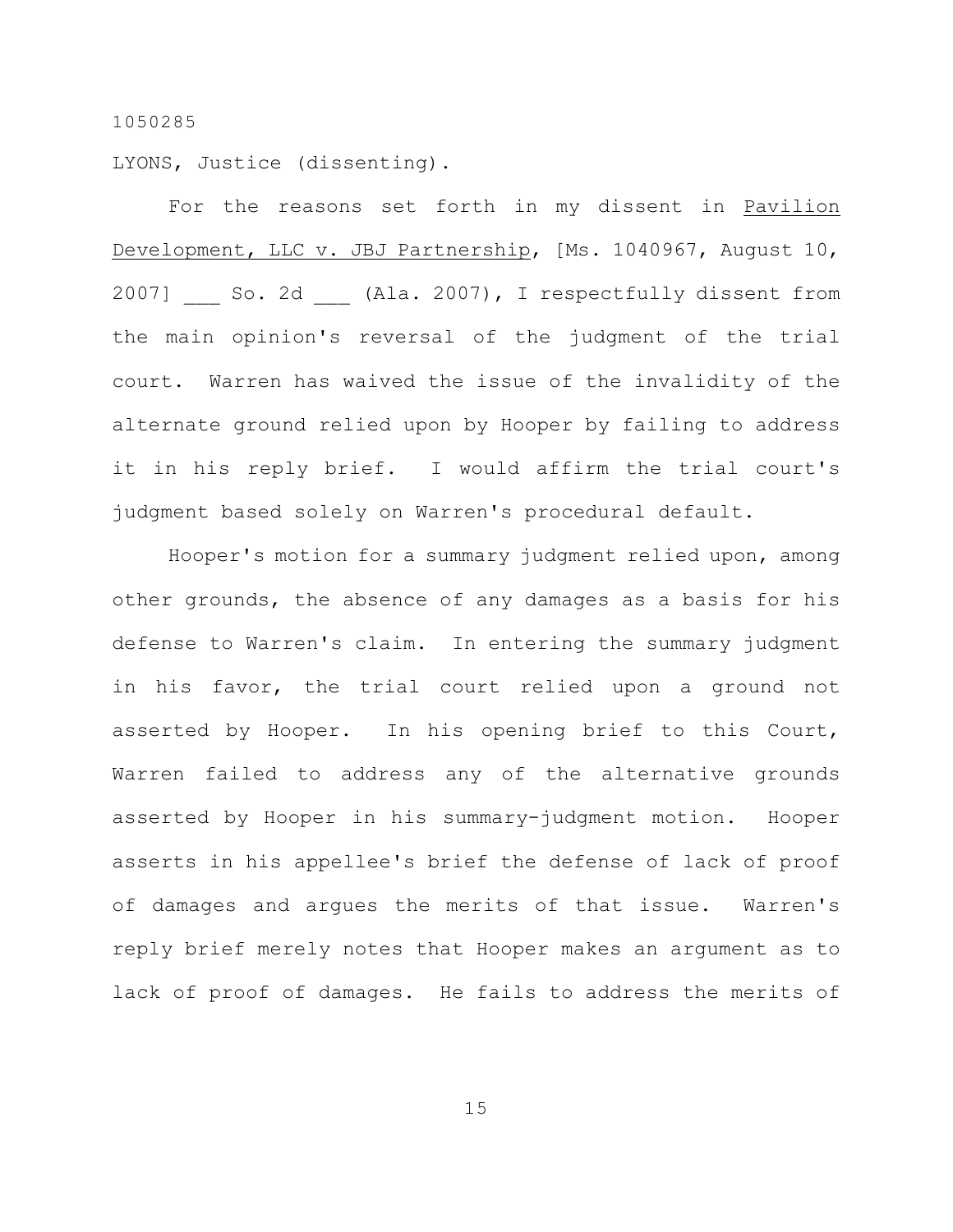1050285

LYONS, Justice (dissenting).

For the reasons set forth in my dissent in Pavilion Development, LLC v. JBJ Partnership, [Ms. 1040967, August 10, 2007] ___ So. 2d ___ (Ala. 2007), I respectfully dissent from the main opinion's reversal of the judgment of the trial court. Warren has waived the issue of the invalidity of the alternate ground relied upon by Hooper by failing to address it in his reply brief. I would affirm the trial court's judgment based solely on Warren's procedural default.

Hooper's motion for a summary judgment relied upon, among other grounds, the absence of any damages as a basis for his defense to Warren's claim. In entering the summary judgment in his favor, the trial court relied upon a ground not asserted by Hooper. In his opening brief to this Court, Warren failed to address any of the alternative grounds asserted by Hooper in his summary-judgment motion. Hooper asserts in his appellee's brief the defense of lack of proof of damages and argues the merits of that issue. Warren's reply brief merely notes that Hooper makes an argument as to lack of proof of damages. He fails to address the merits of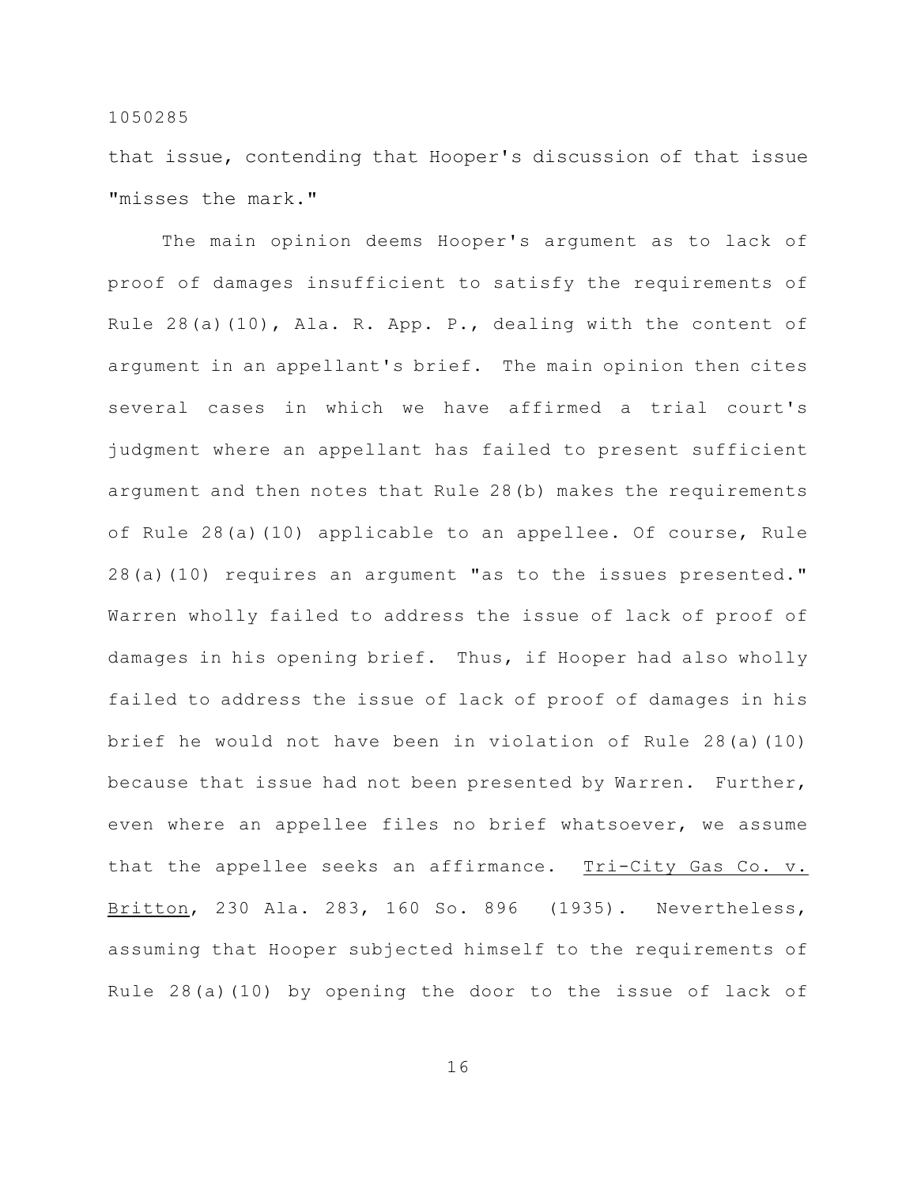that issue, contending that Hooper's discussion of that issue "misses the mark."

The main opinion deems Hooper's argument as to lack of proof of damages insufficient to satisfy the requirements of Rule 28(a)(10), Ala. R. App. P., dealing with the content of argument in an appellant's brief. The main opinion then cites several cases in which we have affirmed a trial court's judgment where an appellant has failed to present sufficient argument and then notes that Rule 28(b) makes the requirements of Rule 28(a)(10) applicable to an appellee. Of course, Rule 28(a)(10) requires an argument "as to the issues presented." Warren wholly failed to address the issue of lack of proof of damages in his opening brief. Thus, if Hooper had also wholly failed to address the issue of lack of proof of damages in his brief he would not have been in violation of Rule 28(a)(10) because that issue had not been presented by Warren. Further, even where an appellee files no brief whatsoever, we assume that the appellee seeks an affirmance. Tri-City Gas Co. v. Britton, 230 Ala. 283, 160 So. 896 (1935). Nevertheless, assuming that Hooper subjected himself to the requirements of Rule 28(a)(10) by opening the door to the issue of lack of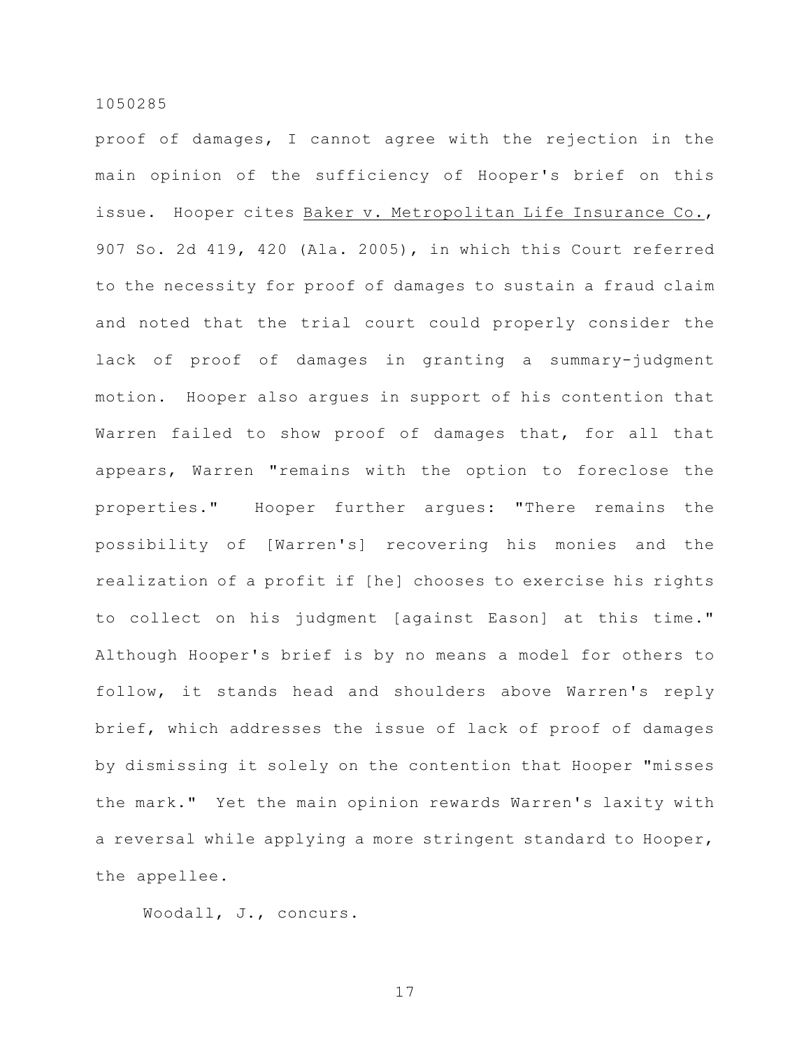proof of damages, I cannot agree with the rejection in the main opinion of the sufficiency of Hooper's brief on this issue. Hooper cites Baker v. Metropolitan Life Insurance Co., 907 So. 2d 419, 420 (Ala. 2005), in which this Court referred to the necessity for proof of damages to sustain a fraud claim and noted that the trial court could properly consider the lack of proof of damages in granting a summary-judgment motion. Hooper also argues in support of his contention that Warren failed to show proof of damages that, for all that appears, Warren "remains with the option to foreclose the properties." Hooper further argues: "There remains the possibility of [Warren's] recovering his monies and the realization of a profit if [he] chooses to exercise his rights to collect on his judgment [against Eason] at this time." Although Hooper's brief is by no means a model for others to follow, it stands head and shoulders above Warren's reply brief, which addresses the issue of lack of proof of damages by dismissing it solely on the contention that Hooper "misses the mark." Yet the main opinion rewards Warren's laxity with a reversal while applying a more stringent standard to Hooper, the appellee.

Woodall, J., concurs.